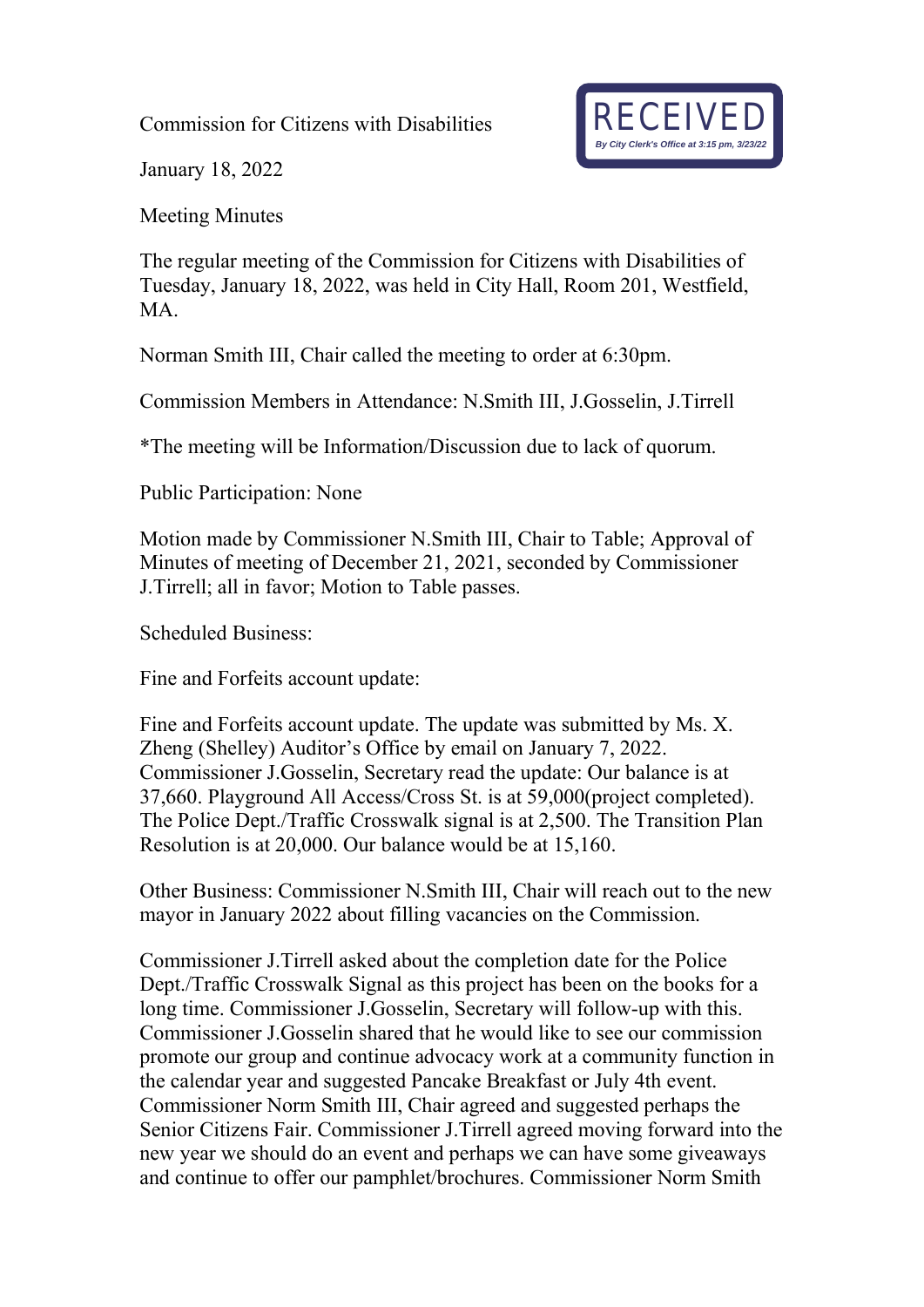RECEIVED
*By City Clerk's Office at 3:15 pm, 3/23/22*

Commission for Citizens with Disabilities

January 18, 2022

Meeting Minutes

The regular meeting of the Commission for Citizens with Disabilities of Tuesday, January 18, 2022, was held in City Hall, Room 201, Westfield, MA.

Norman Smith III, Chair called the meeting to order at 6:30pm.

Commission Members in Attendance: N.Smith III, J.Gosselin, J.Tirrell

*The meeting will be Information/Discussion due to lack of quorum.

Public Participation: None

Motion made by Commissioner N.Smith III, Chair to Table; Approval of Minutes of meeting of December 21, 2021, seconded by Commissioner J.Tirrell; all in favor; Motion to Table passes.

Scheduled Business:

Fine and Forfeits account update:

Fine and Forfeits account update. The update was submitted by Ms. X. Zheng (Shelley) Auditor's Office by email on January 7, 2022. Commissioner J.Gosselin, Secretary read the update: Our balance is at 37,660. Playground All Access/Cross St. is at 59,000(project completed). The Police Dept./Traffic Crosswalk signal is at 2,500. The Transition Plan Resolution is at 20,000. Our balance would be at 15,160.

Other Business: Commissioner N.Smith III, Chair will reach out to the new mayor in January 2022 about filling vacancies on the Commission.

Commissioner J.Tirrell asked about the completion date for the Police Dept./Traffic Crosswalk Signal as this project has been on the books for a long time. Commissioner J.Gosselin, Secretary will follow-up with this. Commissioner J.Gosselin shared that he would like to see our commission promote our group and continue advocacy work at a community function in the calendar year and suggested Pancake Breakfast or July 4th event. Commissioner Norm Smith III, Chair agreed and suggested perhaps the Senior Citizens Fair. Commissioner J.Tirrell agreed moving forward into the new year we should do an event and perhaps we can have some giveaways and continue to offer our pamphlet/brochures. Commissioner Norm Smith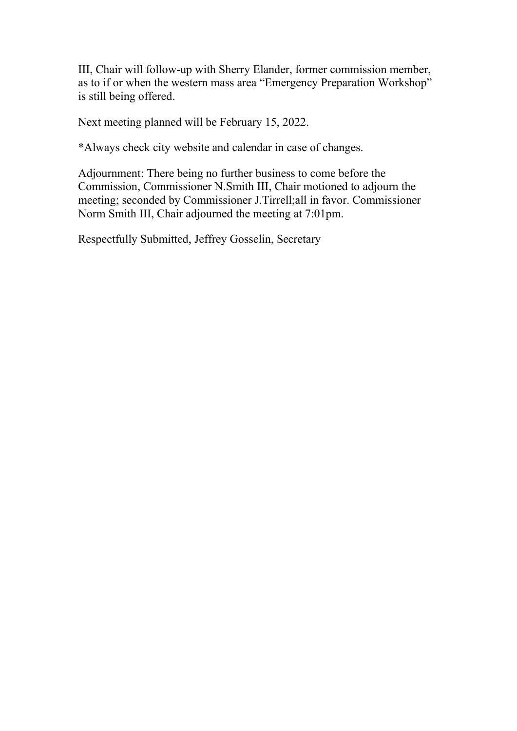III, Chair will follow-up with Sherry Elander, former commission member, as to if or when the western mass area "Emergency Preparation Workshop" is still being offered.

Next meeting planned will be February 15, 2022.

*Always check city website and calendar in case of changes.

Adjournment: There being no further business to come before the Commission, Commissioner N.Smith III, Chair motioned to adjourn the meeting; seconded by Commissioner J.Tirrell;all in favor. Commissioner Norm Smith III, Chair adjourned the meeting at 7:01pm.

Respectfully Submitted, Jeffrey Gosselin, Secretary